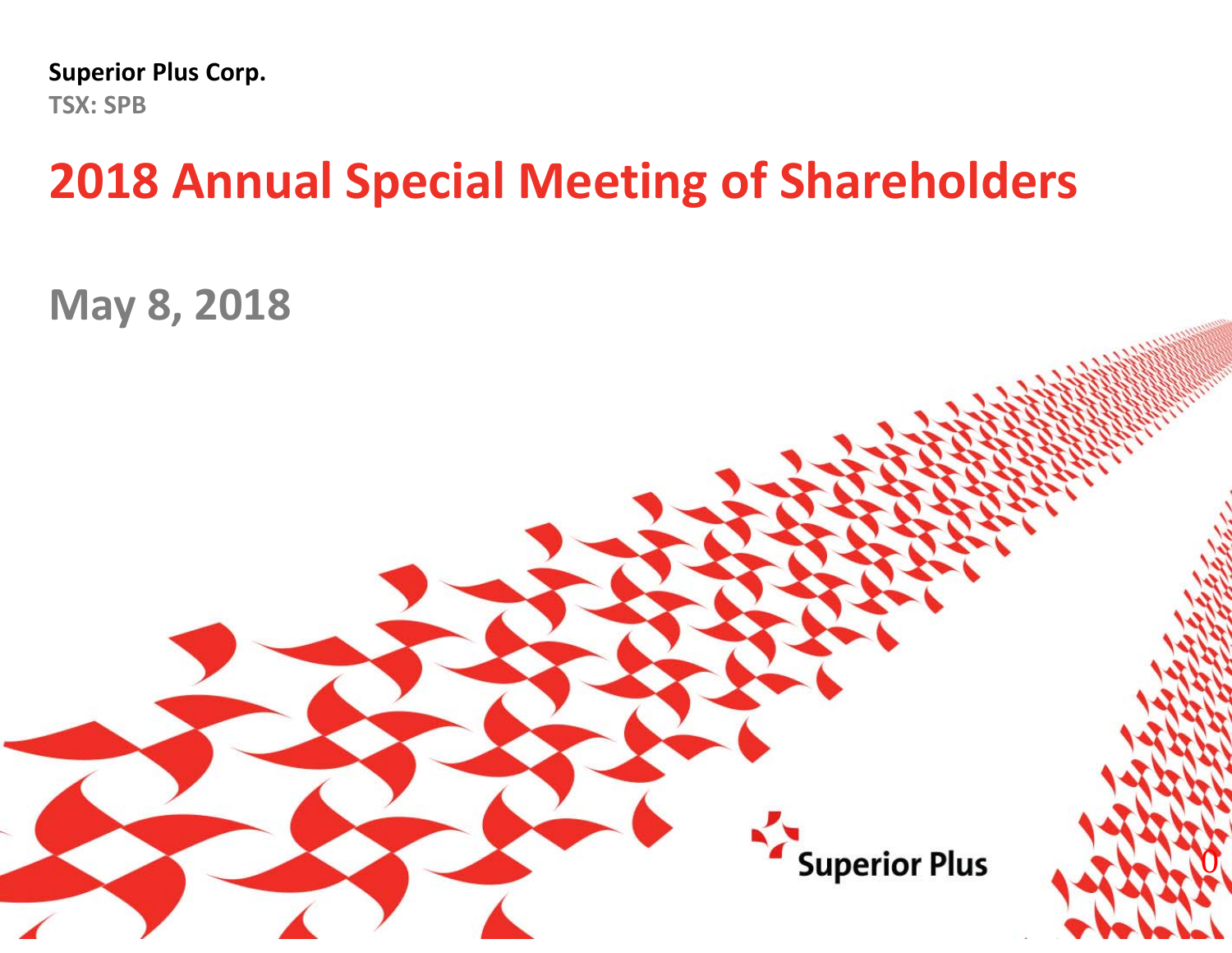**Superior Plus Corp.**

**TSX: SPB**

# 2018 Annual Special Meeting of Shareholders

## May 8, 2018

Superior Plus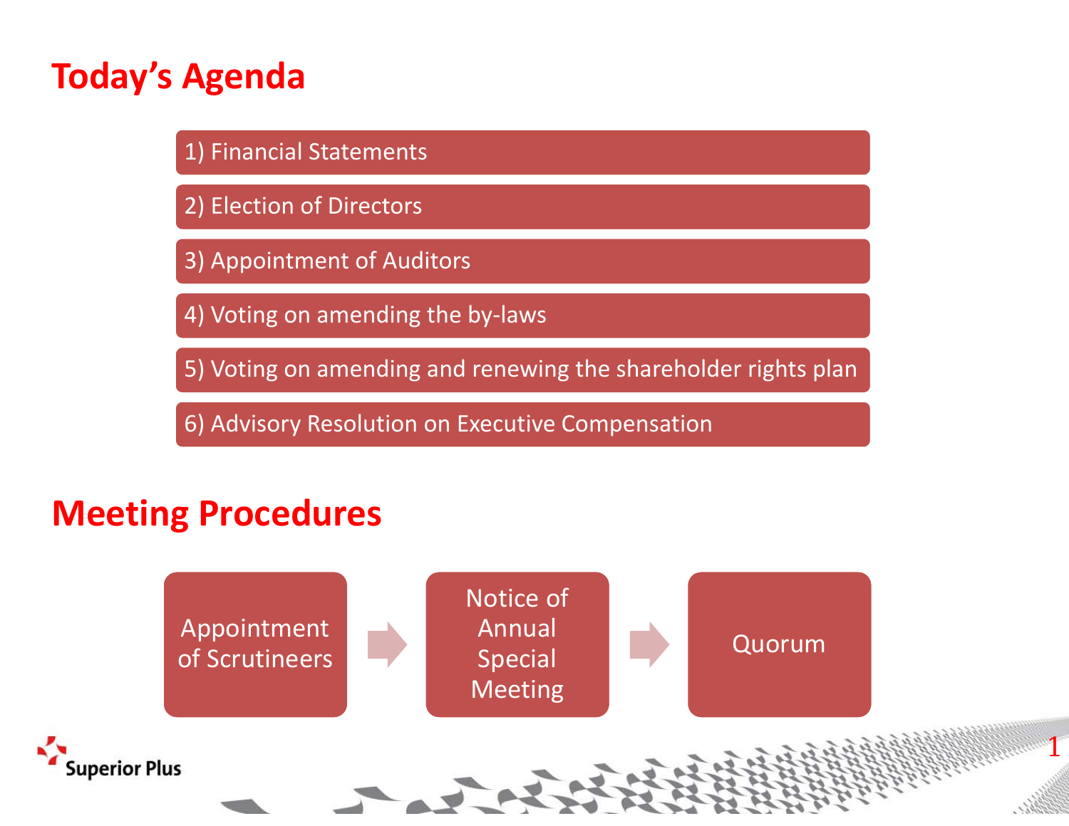# Today's Agenda

1) Financial Statements
2) Election of Directors
3) Appointment of Auditors
4) Voting on amending the by-laws
5) Voting on amending and renewing the shareholder rights plan
6) Advisory Resolution on Executive Compensation

# Meeting Procedures

Appointment of Scrutineers → Notice of Annual Special Meeting → Quorum

Superior Plus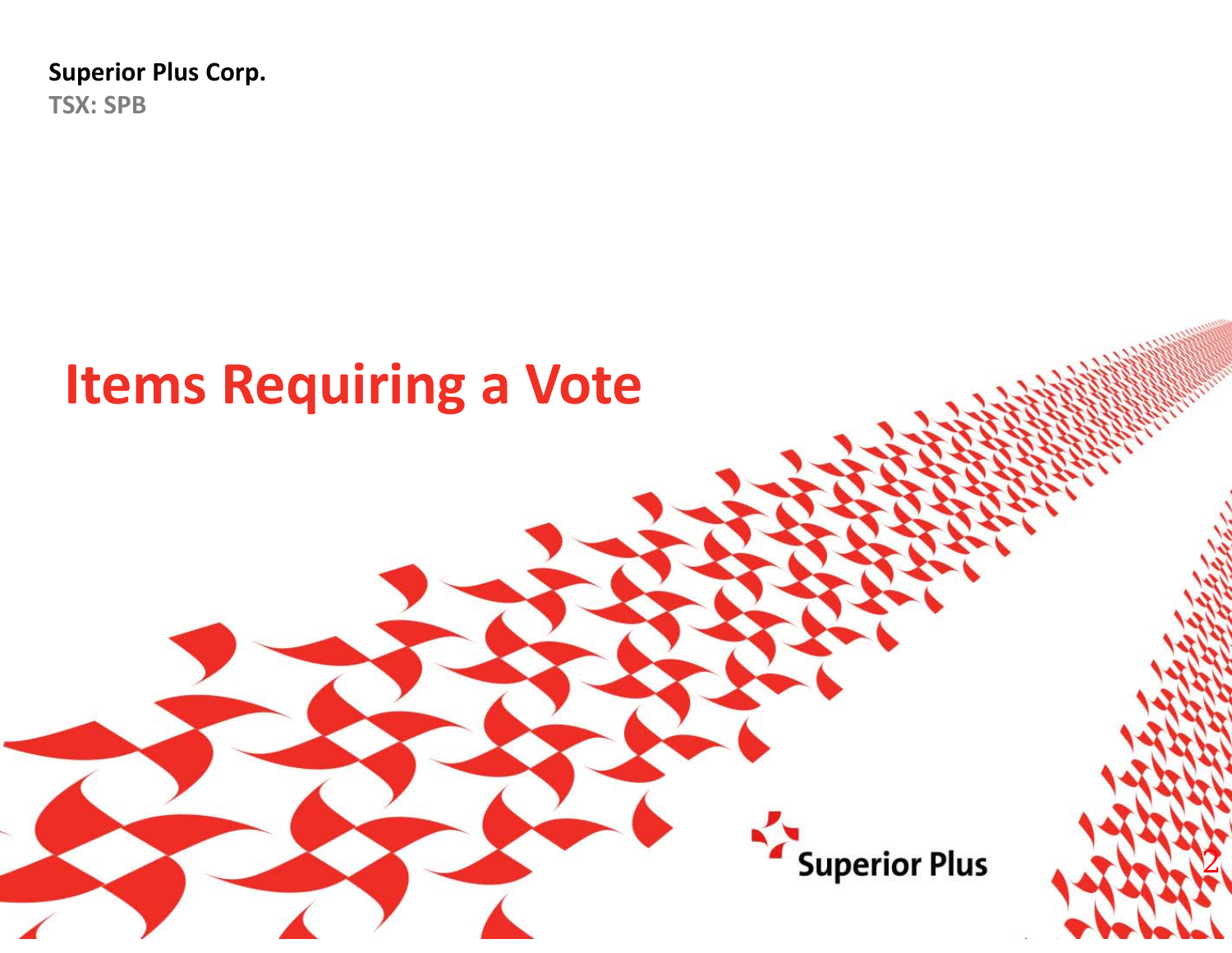**Superior Plus Corp.**
**TSX: SPB**

# Items Requiring a Vote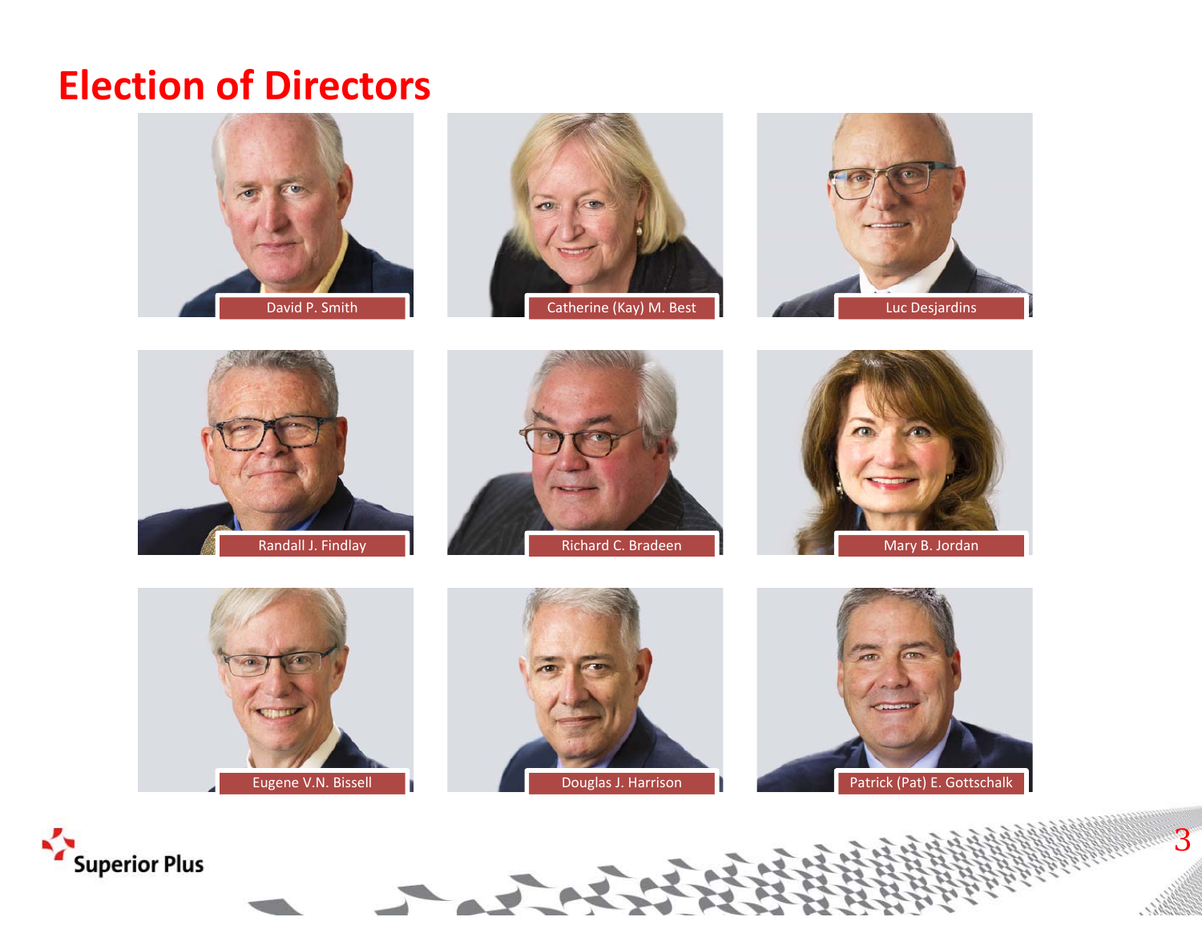# Election of Directors

David P. Smith

Catherine (Kay) M. Best

Luc Desjardins

Randall J. Findlay

Richard C. Bradeen

Mary B. Jordan

Eugene V.N. Bissell

Douglas J. Harrison

Patrick (Pat) E. Gottschalk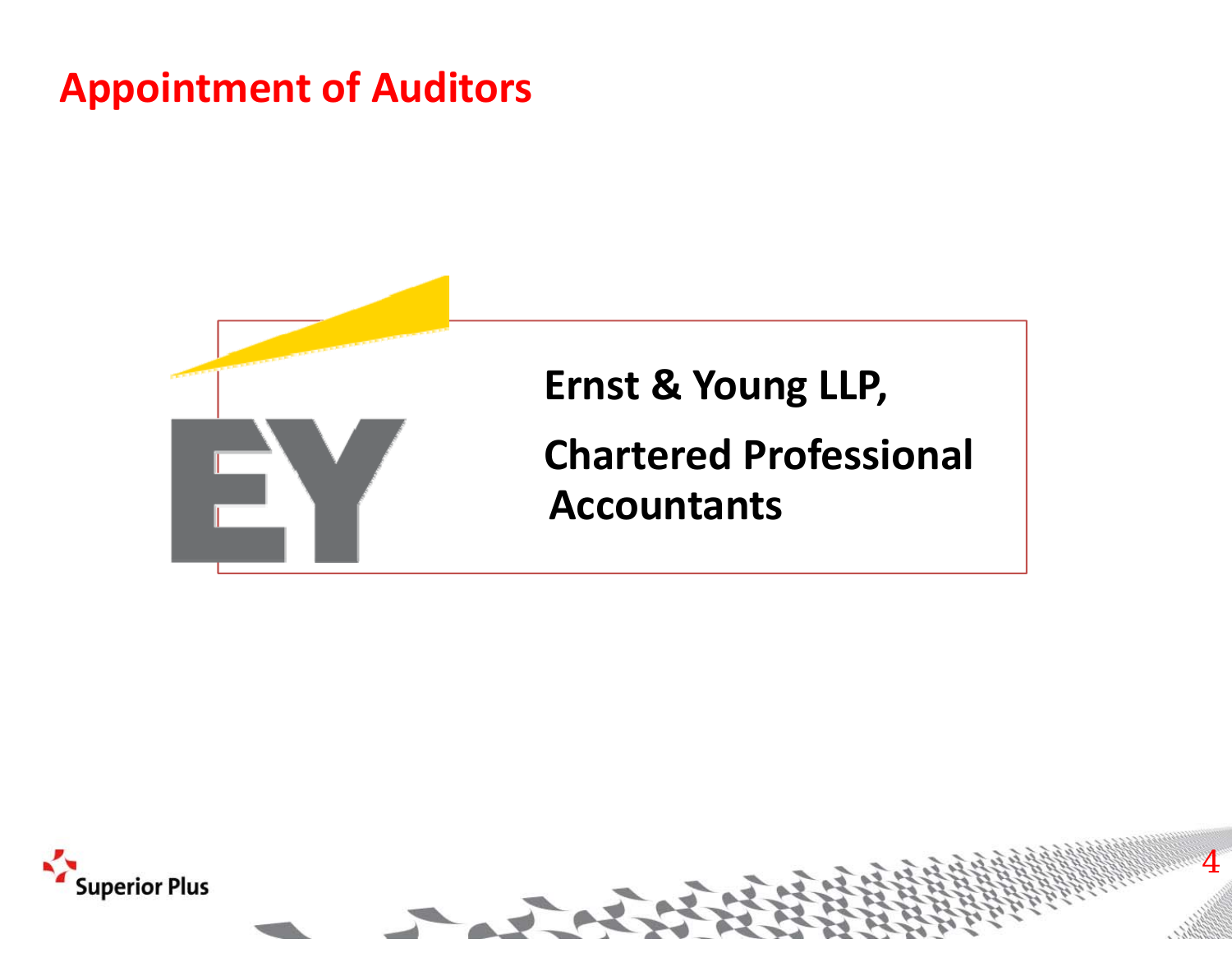# Appointment of Auditors

**Ernst & Young LLP,**

**Chartered Professional Accountants**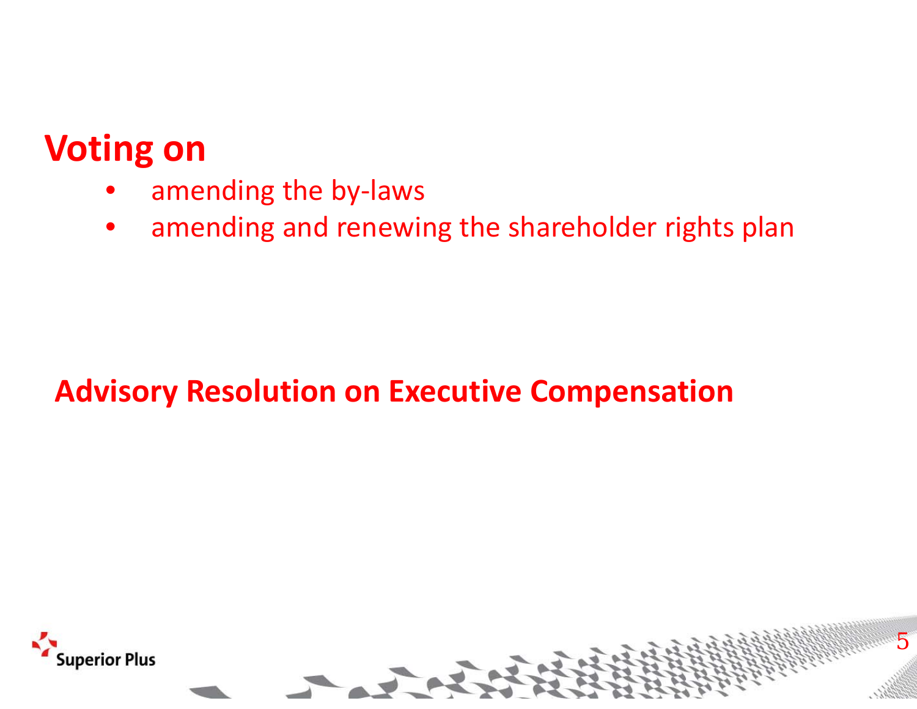## Voting on

- amending the by-laws
- amending and renewing the shareholder rights plan

## Advisory Resolution on Executive Compensation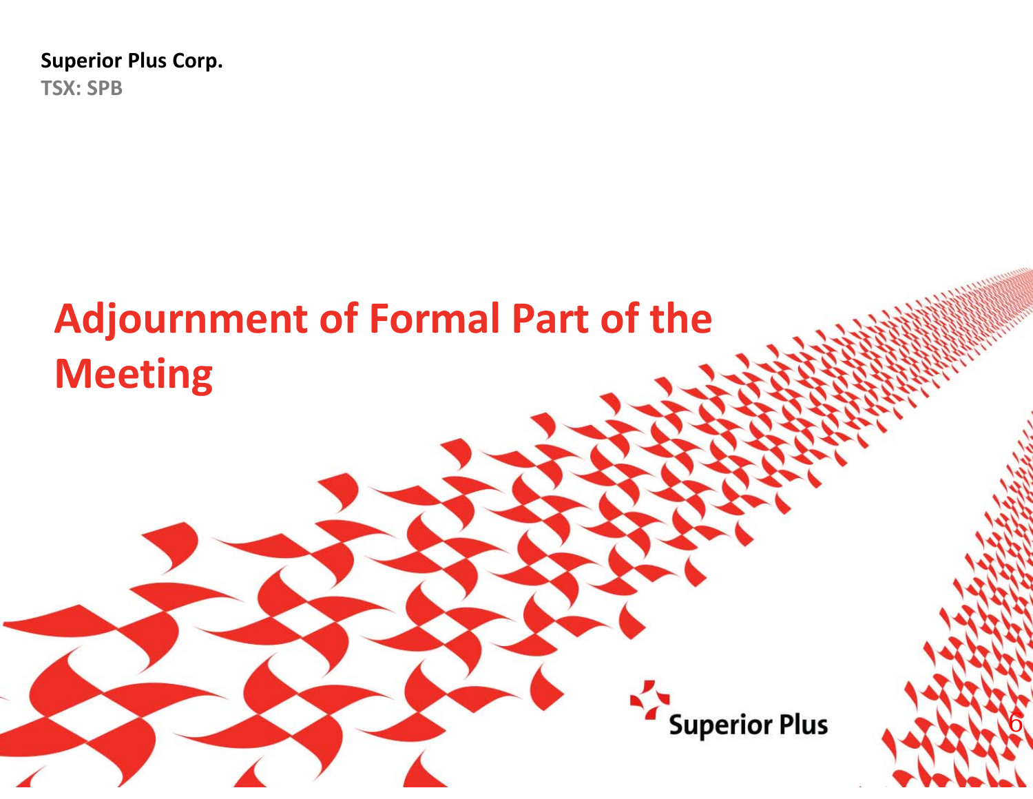**Superior Plus Corp.**
**TSX: SPB**

# Adjournment of Formal Part of the Meeting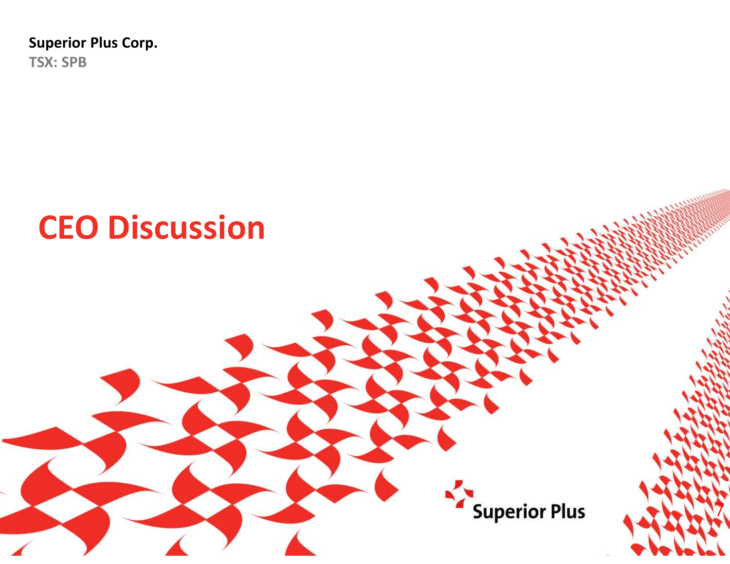Superior Plus Corp.

TSX: SPB

# CEO Discussion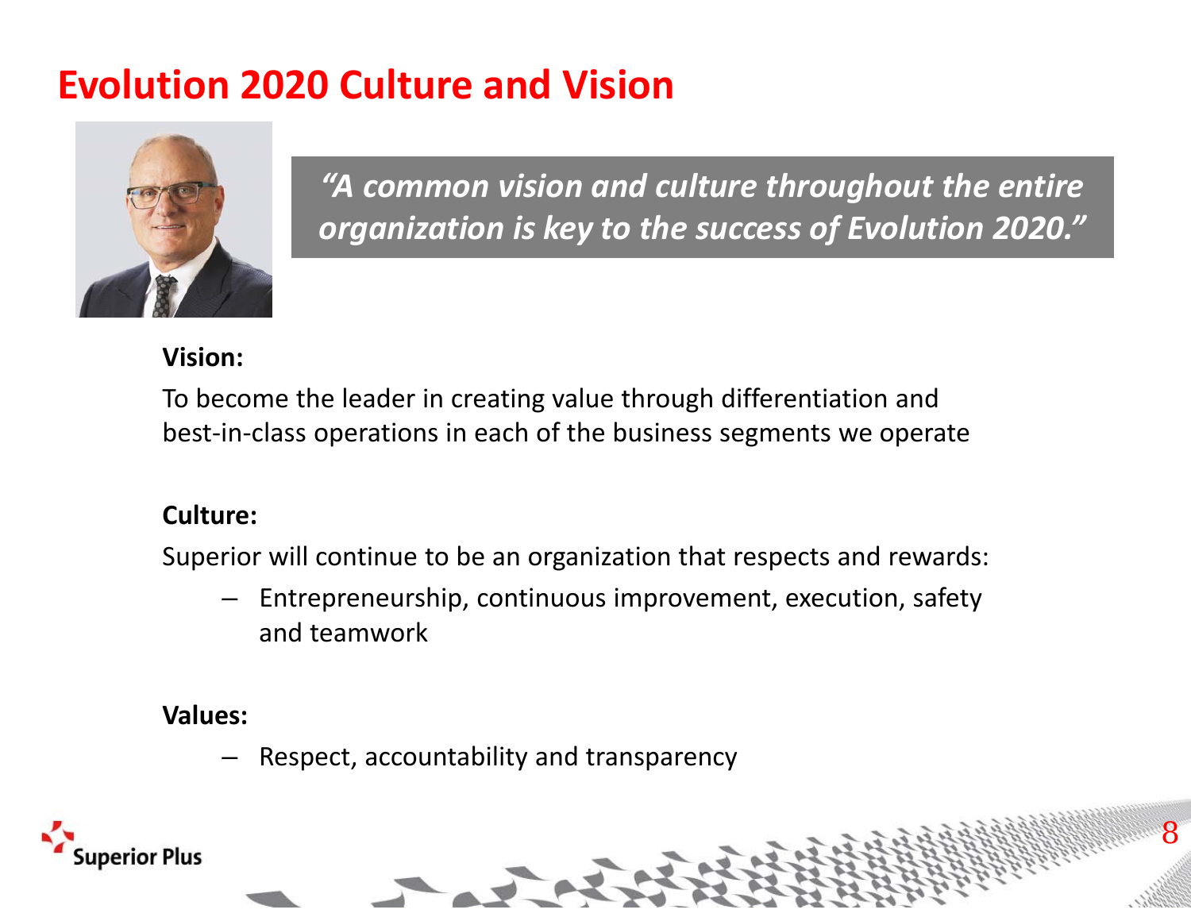# Evolution 2020 Culture and Vision

> *"A common vision and culture throughout the entire organization is key to the success of Evolution 2020."*

**Vision:**

To become the leader in creating value through differentiation and best-in-class operations in each of the business segments we operate

**Culture:**

Superior will continue to be an organization that respects and rewards:

- Entrepreneurship, continuous improvement, execution, safety and teamwork

**Values:**

- Respect, accountability and transparency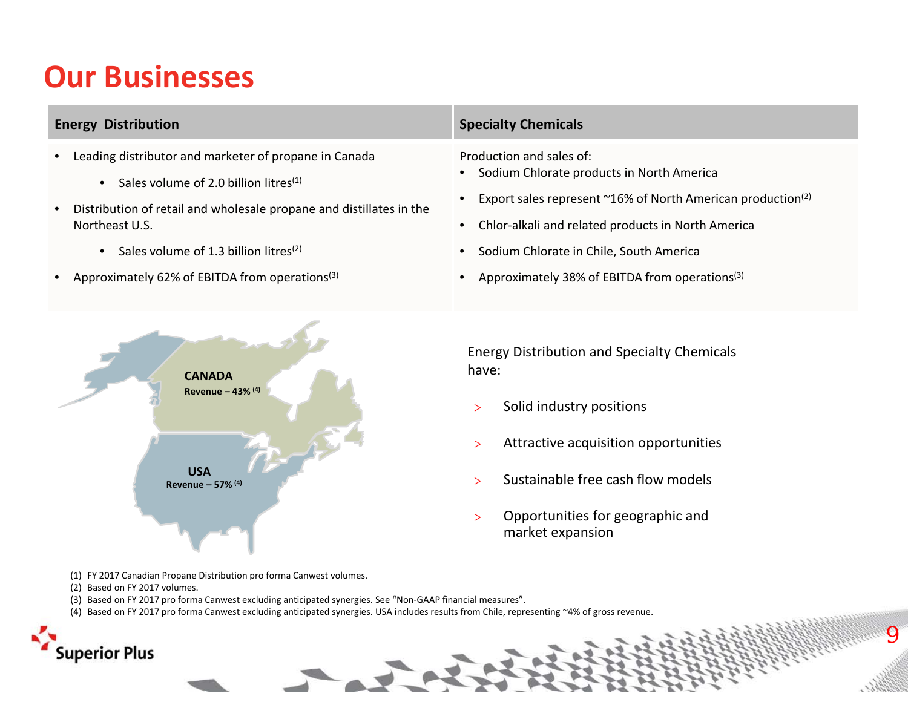# Our Businesses

| Energy Distribution | Specialty Chemicals |
| --- | --- |
| • Leading distributor and marketer of propane in Canada<br>  • Sales volume of 2.0 billion litres[1]<br>• Distribution of retail and wholesale propane and distillates in the Northeast U.S.<br>  • Sales volume of 1.3 billion litres[2]<br>• Approximately 62% of EBITDA from operations[3] | Production and sales of:<br>• Sodium Chlorate products in North America<br>• Export sales represent ~16% of North American production[2]<br>• Chlor-alkali and related products in North America<br>• Sodium Chlorate in Chile, South America<br>• Approximately 38% of EBITDA from operations[3] |

**CANADA**
**Revenue – 43%** [4]

**USA**
**Revenue – 57%** [4]

Energy Distribution and Specialty Chemicals have:

- Solid industry positions
- Attractive acquisition opportunities
- Sustainable free cash flow models
- Opportunities for geographic and market expansion

(1) FY 2017 Canadian Propane Distribution pro forma Canwest volumes.
(2) Based on FY 2017 volumes.
(3) Based on FY 2017 pro forma Canwest excluding anticipated synergies. See "Non-GAAP financial measures".
(4) Based on FY 2017 pro forma Canwest excluding anticipated synergies. USA includes results from Chile, representing ~4% of gross revenue.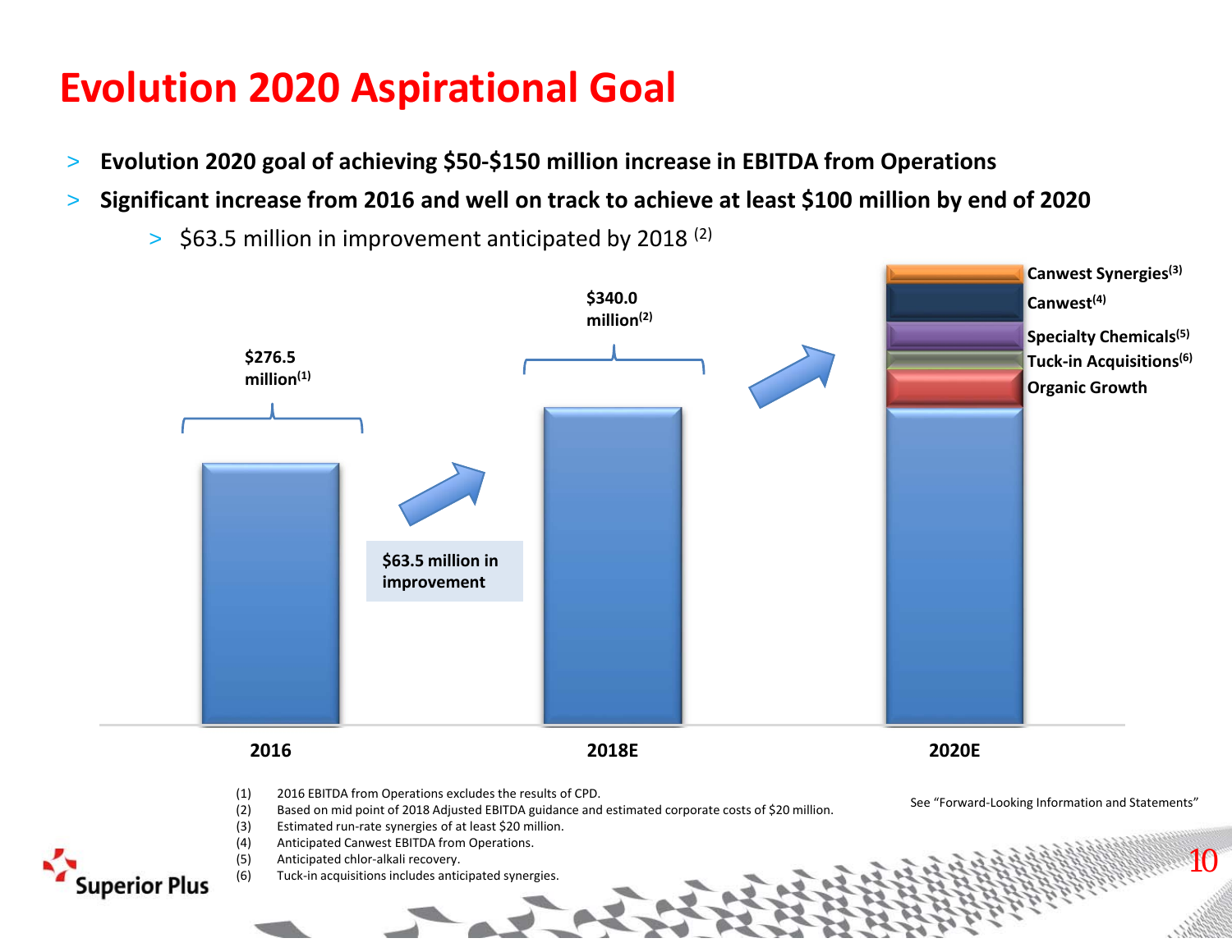# Evolution 2020 Aspirational Goal

- **Evolution 2020 goal of achieving $50-$150 million increase in EBITDA from Operations**
- **Significant increase from 2016 and well on track to achieve at least $100 million by end of 2020**
  - $63.5 million in improvement anticipated by 2018 (2)

**$276.5 million(1)**

**$340.0 million(2)**

**$63.5 million in improvement**

**Canwest Synergies(3)**
**Canwest(4)**
**Specialty Chemicals(5)**
**Tuck-in Acquisitions(6)**
**Organic Growth**

**2016** | **2018E** | **2020E**

(1) 2016 EBITDA from Operations excludes the results of CPD.
(2) Based on mid point of 2018 Adjusted EBITDA guidance and estimated corporate costs of $20 million.
(3) Estimated run-rate synergies of at least $20 million.
(4) Anticipated Canwest EBITDA from Operations.
(5) Anticipated chlor-alkali recovery.
(6) Tuck-in acquisitions includes anticipated synergies.

See "Forward-Looking Information and Statements"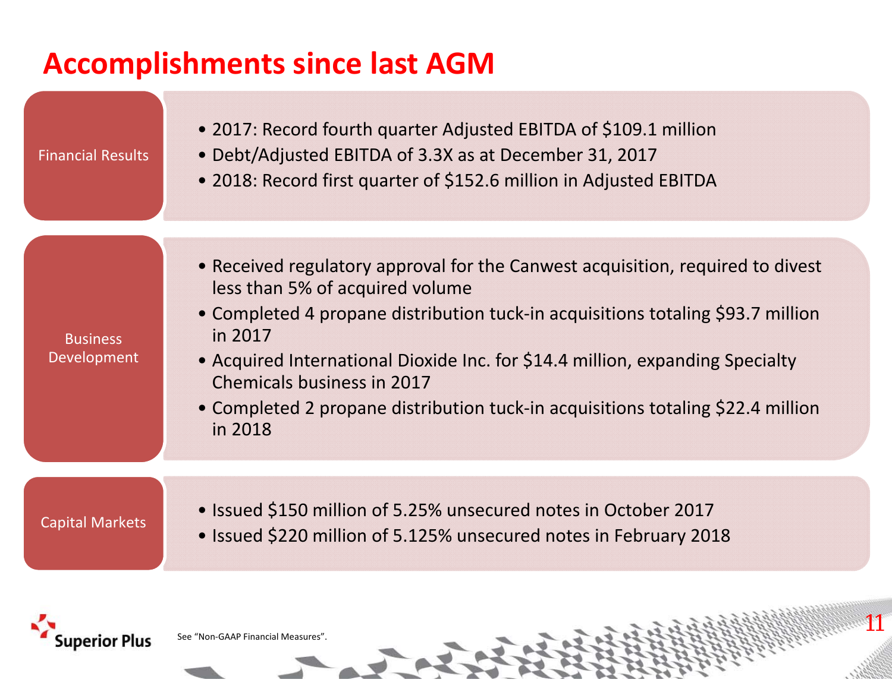# Accomplishments since last AGM

## Financial Results

- 2017: Record fourth quarter Adjusted EBITDA of $109.1 million
- Debt/Adjusted EBITDA of 3.3X as at December 31, 2017
- 2018: Record first quarter of $152.6 million in Adjusted EBITDA

## Business Development

- Received regulatory approval for the Canwest acquisition, required to divest less than 5% of acquired volume
- Completed 4 propane distribution tuck-in acquisitions totaling $93.7 million in 2017
- Acquired International Dioxide Inc. for $14.4 million, expanding Specialty Chemicals business in 2017
- Completed 2 propane distribution tuck-in acquisitions totaling $22.4 million in 2018

## Capital Markets

- Issued $150 million of 5.25% unsecured notes in October 2017
- Issued $220 million of 5.125% unsecured notes in February 2018

See "Non-GAAP Financial Measures".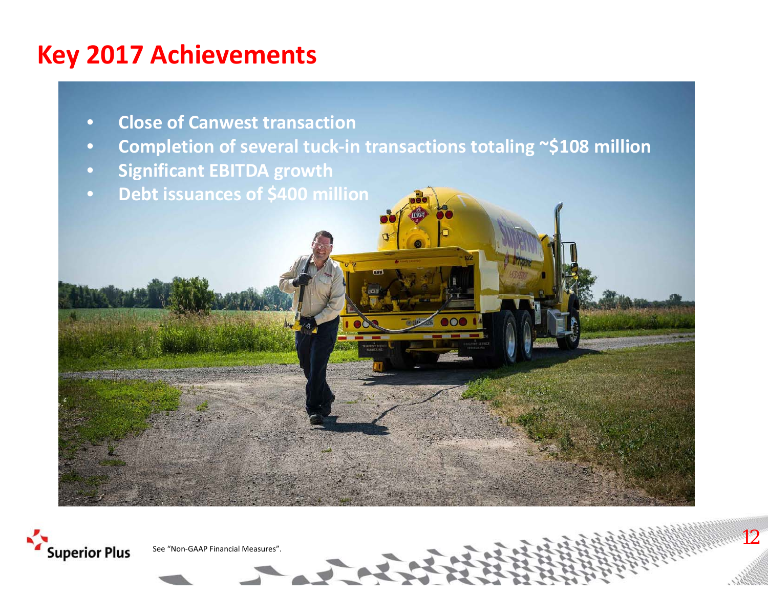# Key 2017 Achievements

- Close of Canwest transaction
- Completion of several tuck-in transactions totaling ~$108 million
- Significant EBITDA growth
- Debt issuances of $400 million

See "Non-GAAP Financial Measures".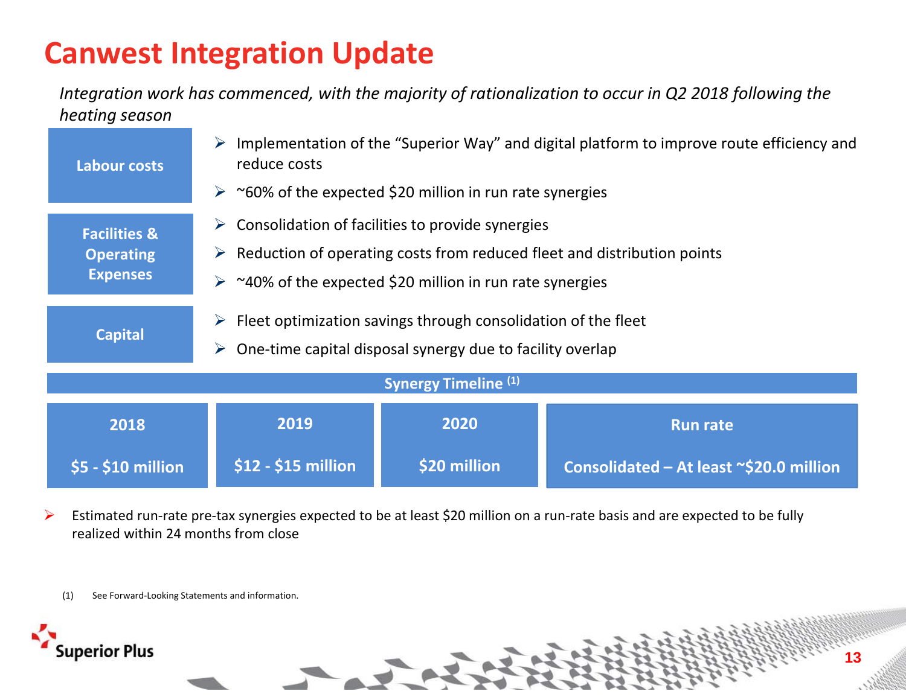# Canwest Integration Update

*Integration work has commenced, with the majority of rationalization to occur in Q2 2018 following the heating season*

**Labour costs**

- Implementation of the "Superior Way" and digital platform to improve route efficiency and reduce costs
- ~60% of the expected $20 million in run rate synergies

**Facilities & Operating Expenses**

- Consolidation of facilities to provide synergies
- Reduction of operating costs from reduced fleet and distribution points
- ~40% of the expected $20 million in run rate synergies

**Capital**

- Fleet optimization savings through consolidation of the fleet
- One-time capital disposal synergy due to facility overlap

**Synergy Timeline (1)**

| 2018 | 2019 | 2020 | Run rate |
|---|---|---|---|
| $5 - $10 million | $12 - $15 million | $20 million | Consolidated – At least ~$20.0 million |

- Estimated run-rate pre-tax synergies expected to be at least $20 million on a run-rate basis and are expected to be fully realized within 24 months from close

(1) See Forward-Looking Statements and information.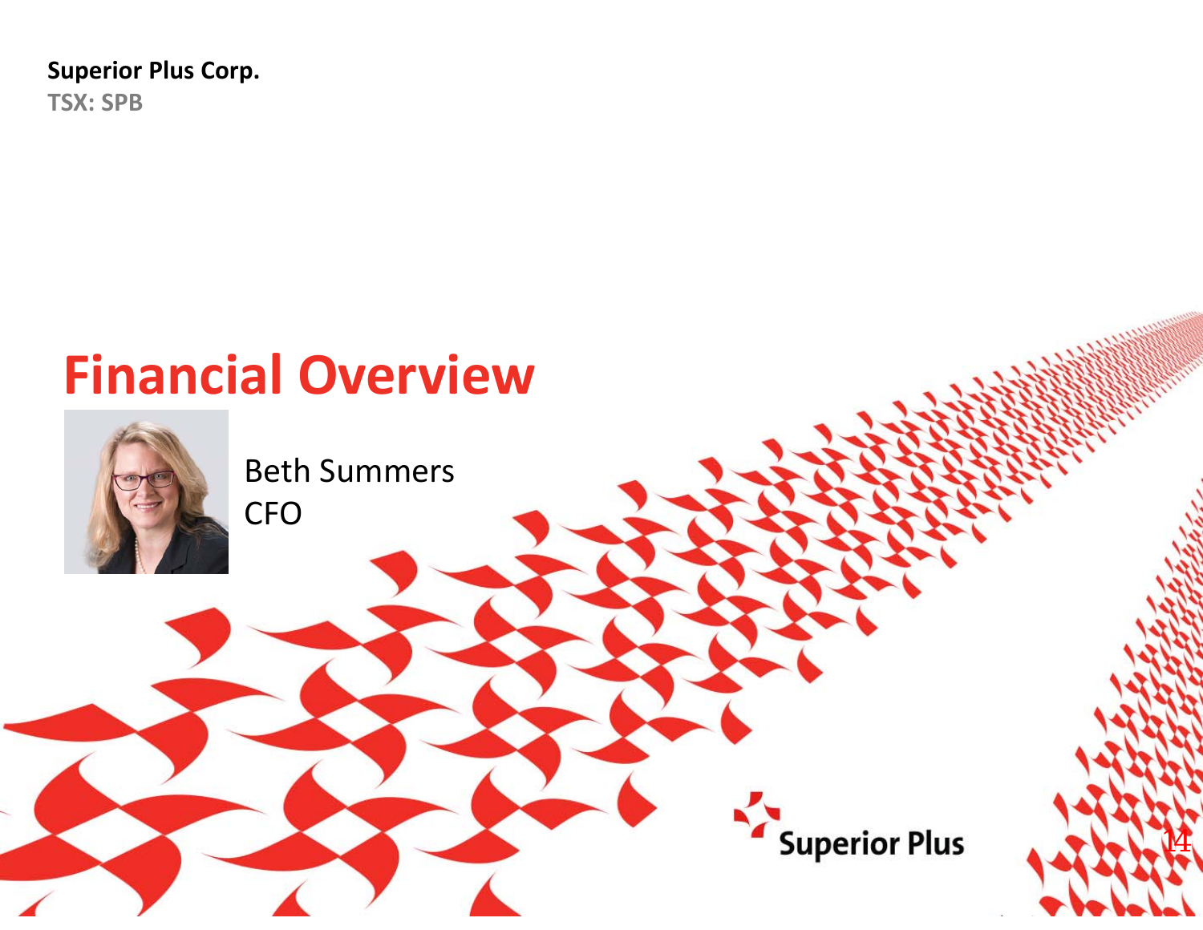**Superior Plus Corp.**
TSX: SPB

# Financial Overview

Beth Summers
CFO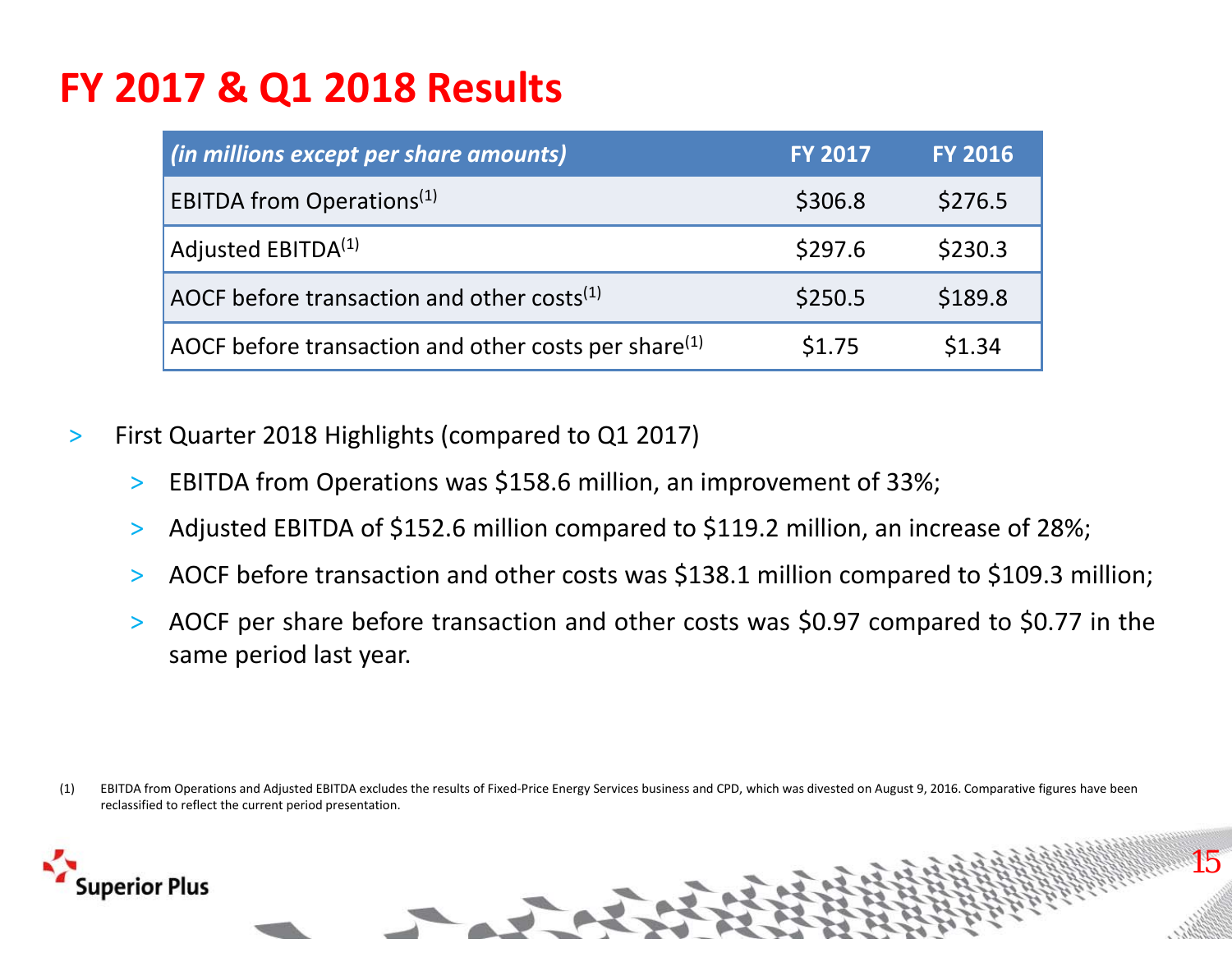# FY 2017 & Q1 2018 Results

| *(in millions except per share amounts)* | FY 2017 | FY 2016 |
|---|---|---|
| EBITDA from Operations[(1)] | $306.8 | $276.5 |
| Adjusted EBITDA[(1)] | $297.6 | $230.3 |
| AOCF before transaction and other costs[(1)] | $250.5 | $189.8 |
| AOCF before transaction and other costs per share[(1)] | $1.75 | $1.34 |

- First Quarter 2018 Highlights (compared to Q1 2017)
  - EBITDA from Operations was $158.6 million, an improvement of 33%;
  - Adjusted EBITDA of $152.6 million compared to $119.2 million, an increase of 28%;
  - AOCF before transaction and other costs was $138.1 million compared to $109.3 million;
  - AOCF per share before transaction and other costs was $0.97 compared to $0.77 in the same period last year.

(1) EBITDA from Operations and Adjusted EBITDA excludes the results of Fixed-Price Energy Services business and CPD, which was divested on August 9, 2016. Comparative figures have been reclassified to reflect the current period presentation.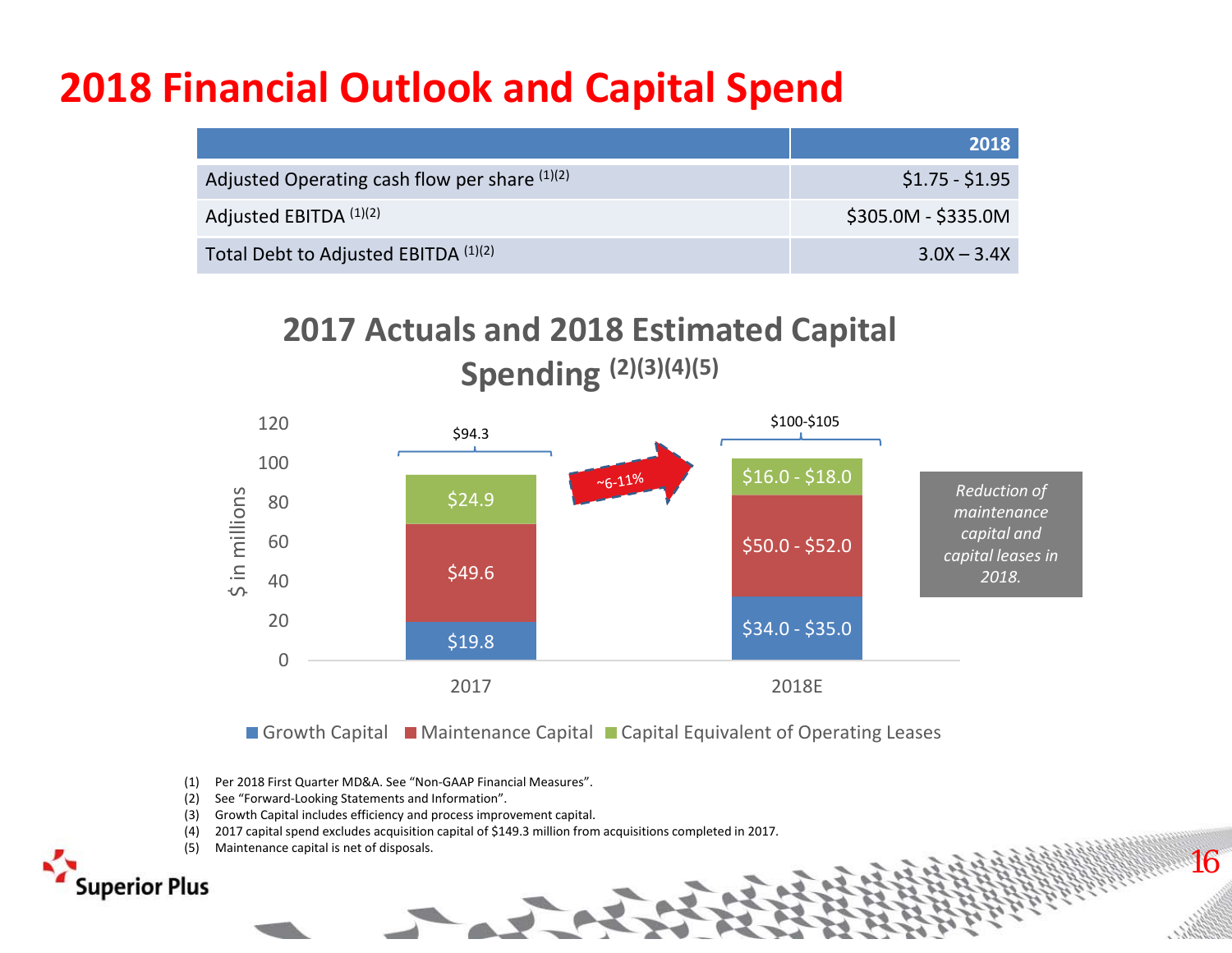# 2018 Financial Outlook and Capital Spend

| | 2018 |
|---|---|
| Adjusted Operating cash flow per share (1)(2) | $1.75 - $1.95 |
| Adjusted EBITDA (1)(2) | $305.0M - $335.0M |
| Total Debt to Adjusted EBITDA (1)(2) | 3.0X – 3.4X |

## 2017 Actuals and 2018 Estimated Capital Spending (2)(3)(4)(5)

| $ in millions | 2017 | 2018E |
|---|---|---|
| Growth Capital | $19.8 | $34.0 - $35.0 |
| Maintenance Capital | $49.6 | $50.0 - $52.0 |
| Capital Equivalent of Operating Leases | $24.9 | $16.0 - $18.0 |
| Total | $94.3 | $100-$105 |

~6-11%

*Reduction of maintenance capital and capital leases in 2018.*

(1) Per 2018 First Quarter MD&A. See "Non-GAAP Financial Measures".
(2) See "Forward-Looking Statements and Information".
(3) Growth Capital includes efficiency and process improvement capital.
(4) 2017 capital spend excludes acquisition capital of $149.3 million from acquisitions completed in 2017.
(5) Maintenance capital is net of disposals.

Superior Plus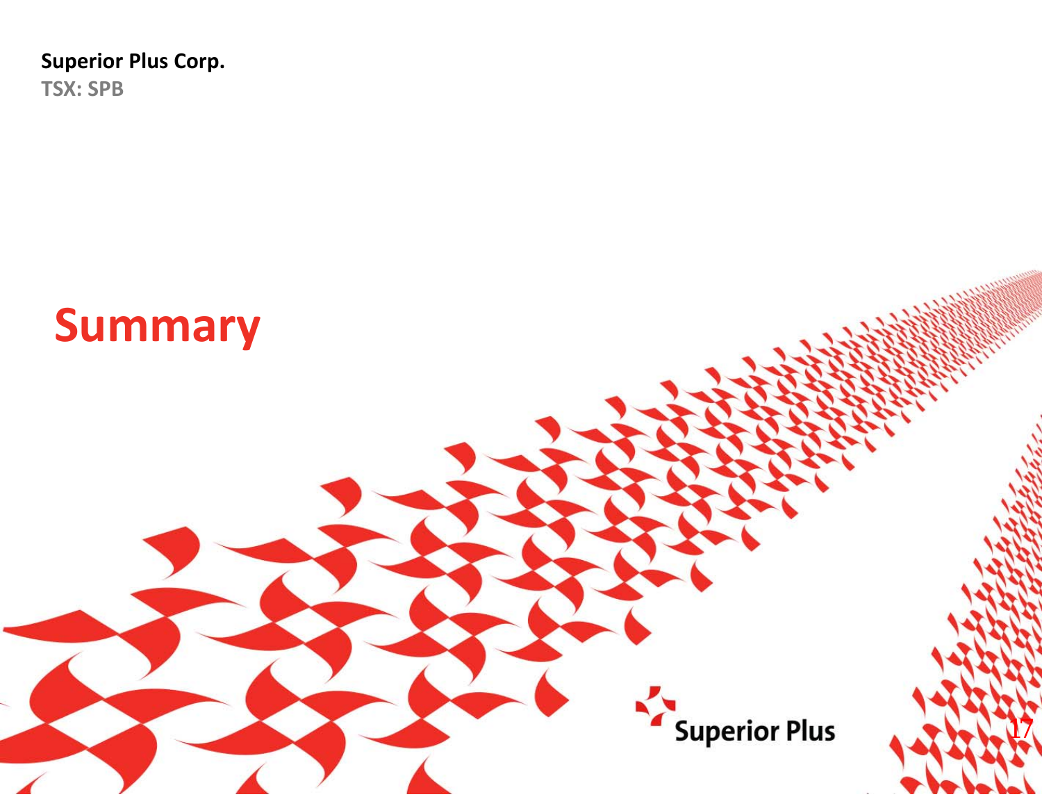Superior Plus Corp.

TSX: SPB

# Summary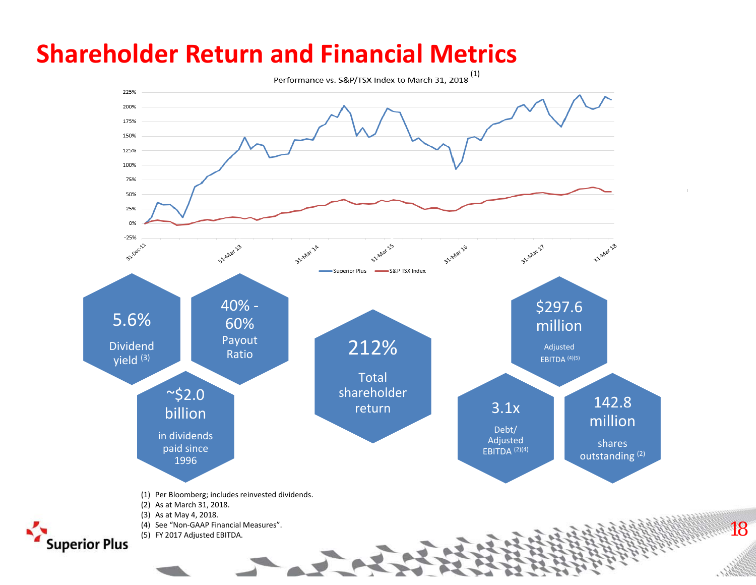# Shareholder Return and Financial Metrics

Performance vs. S&P/TSX Index to March 31, 2018 (1)

Superior Plus — S&P TSX Index

**5.6%**
Dividend yield (3)

**40% - 60%**
Payout Ratio

**~$2.0 billion**
in dividends paid since 1996

**212%**
Total shareholder return

**$297.6 million**
Adjusted EBITDA (4)(5)

**3.1x**
Debt/ Adjusted EBITDA (2)(4)

**142.8 million**
shares outstanding (2)

(1) Per Bloomberg; includes reinvested dividends.
(2) As at March 31, 2018.
(3) As at May 4, 2018.
(4) See "Non-GAAP Financial Measures".
(5) FY 2017 Adjusted EBITDA.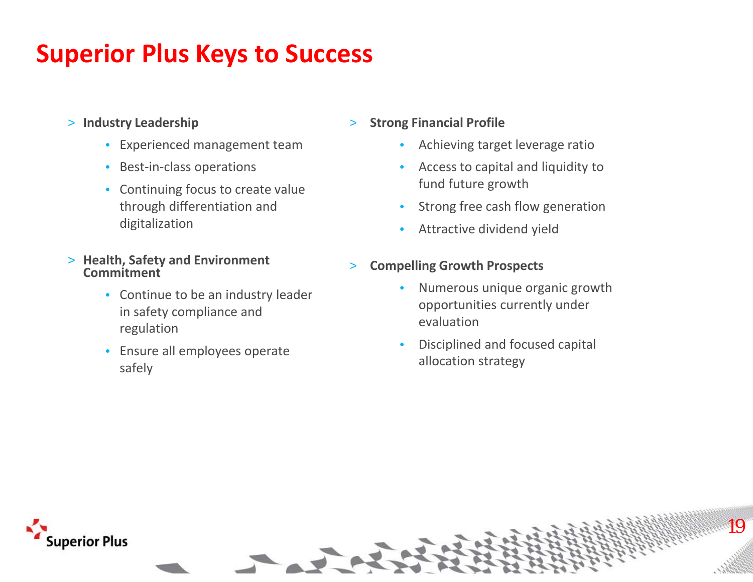# Superior Plus Keys to Success

- **Industry Leadership**
  - Experienced management team
  - Best-in-class operations
  - Continuing focus to create value through differentiation and digitalization
- **Health, Safety and Environment Commitment**
  - Continue to be an industry leader in safety compliance and regulation
  - Ensure all employees operate safely
- **Strong Financial Profile**
  - Achieving target leverage ratio
  - Access to capital and liquidity to fund future growth
  - Strong free cash flow generation
  - Attractive dividend yield
- **Compelling Growth Prospects**
  - Numerous unique organic growth opportunities currently under evaluation
  - Disciplined and focused capital allocation strategy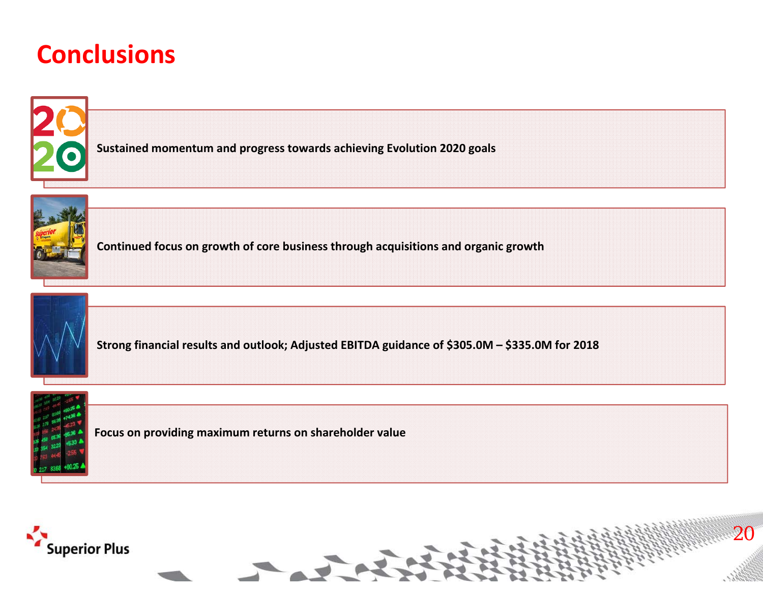# Conclusions

- Sustained momentum and progress towards achieving Evolution 2020 goals
- Continued focus on growth of core business through acquisitions and organic growth
- Strong financial results and outlook; Adjusted EBITDA guidance of $305.0M – $335.0M for 2018
- Focus on providing maximum returns on shareholder value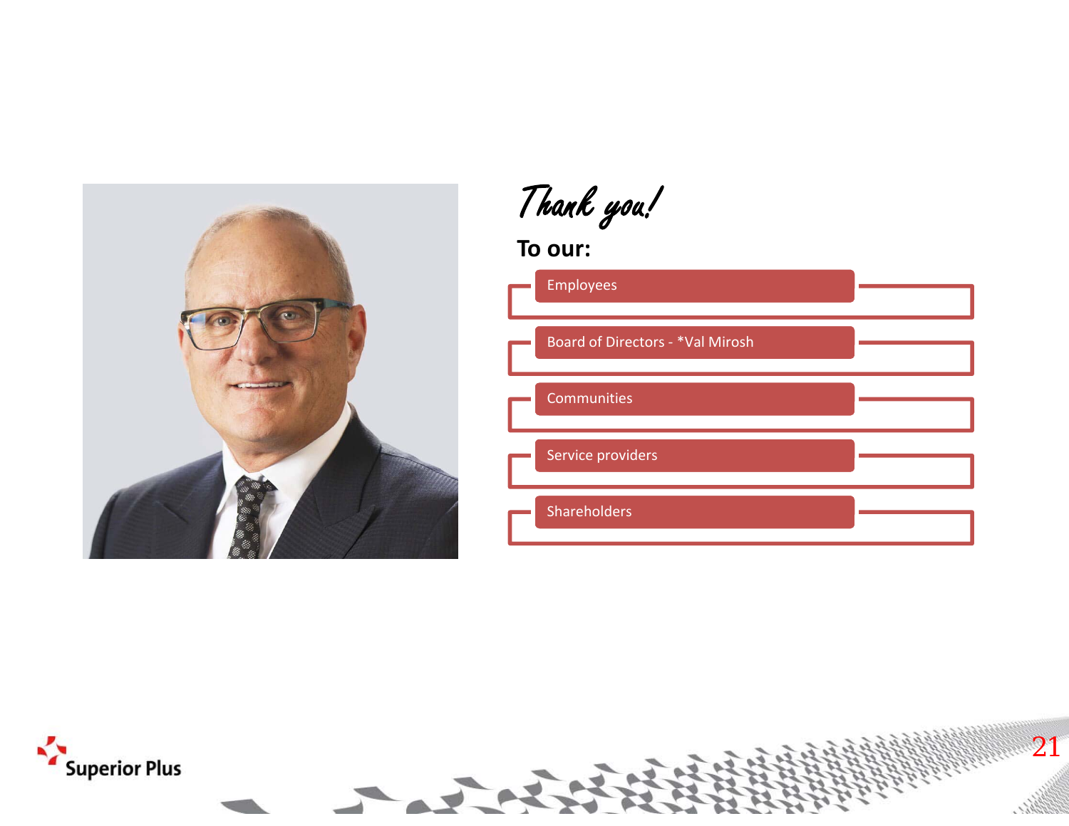# Thank you!

**To our:**

- Employees
- Board of Directors - *Val Mirosh
- Communities
- Service providers
- Shareholders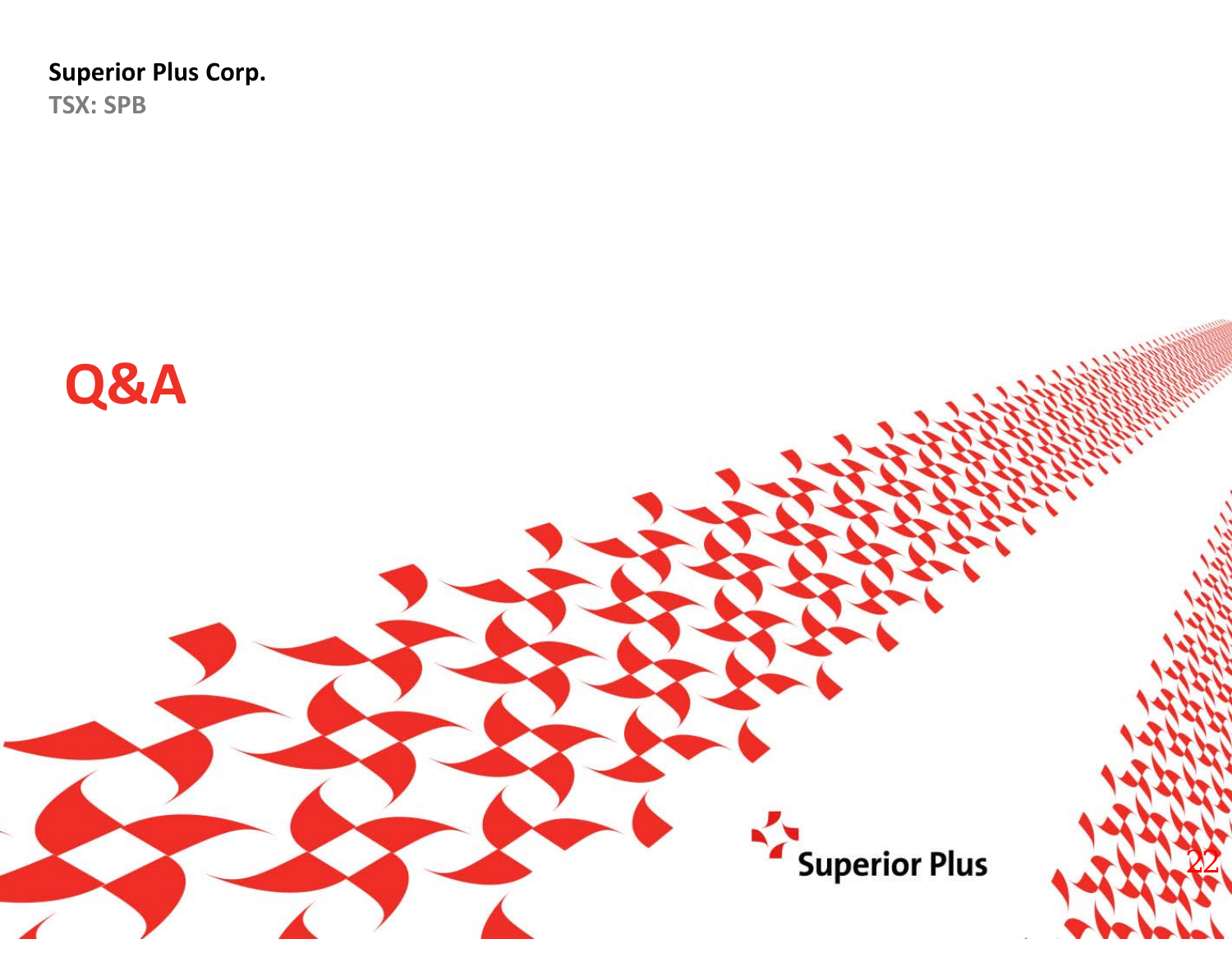**Superior Plus Corp.**
TSX: SPB

# Q&A

Superior Plus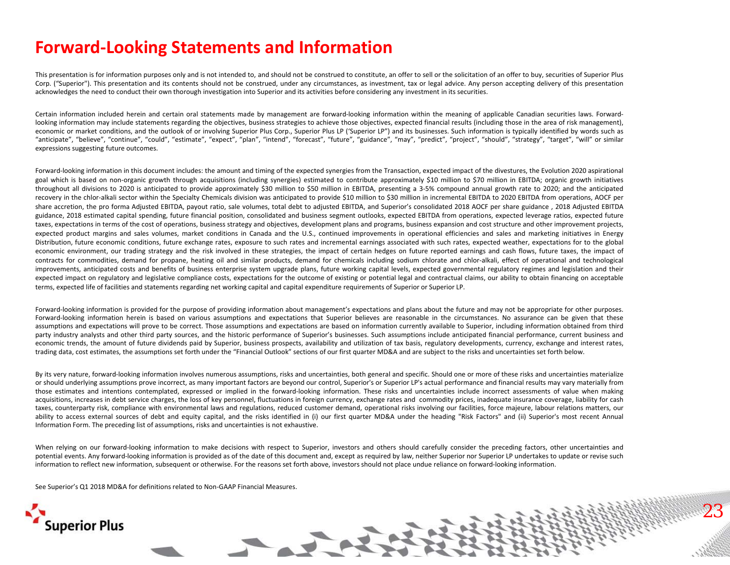# Forward-Looking Statements and Information

This presentation is for information purposes only and is not intended to, and should not be construed to constitute, an offer to sell or the solicitation of an offer to buy, securities of Superior Plus Corp. ("Superior"). This presentation and its contents should not be construed, under any circumstances, as investment, tax or legal advice. Any person accepting delivery of this presentation acknowledges the need to conduct their own thorough investigation into Superior and its activities before considering any investment in its securities.

Certain information included herein and certain oral statements made by management are forward-looking information within the meaning of applicable Canadian securities laws. Forward-looking information may include statements regarding the objectives, business strategies to achieve those objectives, expected financial results (including those in the area of risk management), economic or market conditions, and the outlook of or involving Superior Plus Corp., Superior Plus LP ('Superior LP") and its businesses. Such information is typically identified by words such as "anticipate", "believe", "continue", "could", "estimate", "expect", "plan", "intend", "forecast", "future", "guidance", "may", "predict", "project", "should", "strategy", "target", "will" or similar expressions suggesting future outcomes.

Forward-looking information in this document includes: the amount and timing of the expected synergies from the Transaction, expected impact of the divestures, the Evolution 2020 aspirational goal which is based on non-organic growth through acquisitions (including synergies) estimated to contribute approximately $10 million to $70 million in EBITDA; organic growth initiatives throughout all divisions to 2020 is anticipated to provide approximately $30 million to $50 million in EBITDA, presenting a 3-5% compound annual growth rate to 2020; and the anticipated recovery in the chlor-alkali sector within the Specialty Chemicals division was anticipated to provide $10 million to $30 million in incremental EBITDA to 2020 EBITDA from operations, AOCF per share accretion, the pro forma Adjusted EBITDA, payout ratio, sale volumes, total debt to adjusted EBITDA, and Superior's consolidated 2018 AOCF per share guidance , 2018 Adjusted EBITDA guidance, 2018 estimated capital spending, future financial position, consolidated and business segment outlooks, expected EBITDA from operations, expected leverage ratios, expected future taxes, expectations in terms of the cost of operations, business strategy and objectives, development plans and programs, business expansion and cost structure and other improvement projects, expected product margins and sales volumes, market conditions in Canada and the U.S., continued improvements in operational efficiencies and sales and marketing initiatives in Energy Distribution, future economic conditions, future exchange rates, exposure to such rates and incremental earnings associated with such rates, expected weather, expectations for to the global economic environment, our trading strategy and the risk involved in these strategies, the impact of certain hedges on future reported earnings and cash flows, future taxes, the impact of contracts for commodities, demand for propane, heating oil and similar products, demand for chemicals including sodium chlorate and chlor-alkali, effect of operational and technological improvements, anticipated costs and benefits of business enterprise system upgrade plans, future working capital levels, expected governmental regulatory regimes and legislation and their expected impact on regulatory and legislative compliance costs, expectations for the outcome of existing or potential legal and contractual claims, our ability to obtain financing on acceptable terms, expected life of facilities and statements regarding net working capital and capital expenditure requirements of Superior or Superior LP.

Forward-looking information is provided for the purpose of providing information about management's expectations and plans about the future and may not be appropriate for other purposes. Forward-looking information herein is based on various assumptions and expectations that Superior believes are reasonable in the circumstances. No assurance can be given that these assumptions and expectations will prove to be correct. Those assumptions and expectations are based on information currently available to Superior, including information obtained from third party industry analysts and other third party sources, and the historic performance of Superior's businesses. Such assumptions include anticipated financial performance, current business and economic trends, the amount of future dividends paid by Superior, business prospects, availability and utilization of tax basis, regulatory developments, currency, exchange and interest rates, trading data, cost estimates, the assumptions set forth under the "Financial Outlook" sections of our first quarter MD&A and are subject to the risks and uncertainties set forth below.

By its very nature, forward-looking information involves numerous assumptions, risks and uncertainties, both general and specific. Should one or more of these risks and uncertainties materialize or should underlying assumptions prove incorrect, as many important factors are beyond our control, Superior's or Superior LP's actual performance and financial results may vary materially from those estimates and intentions contemplated, expressed or implied in the forward-looking information. These risks and uncertainties include incorrect assessments of value when making acquisitions, increases in debt service charges, the loss of key personnel, fluctuations in foreign currency, exchange rates and commodity prices, inadequate insurance coverage, liability for cash taxes, counterparty risk, compliance with environmental laws and regulations, reduced customer demand, operational risks involving our facilities, force majeure, labour relations matters, our ability to access external sources of debt and equity capital, and the risks identified in (i) our first quarter MD&A under the heading "Risk Factors" and (ii) Superior's most recent Annual Information Form. The preceding list of assumptions, risks and uncertainties is not exhaustive.

When relying on our forward-looking information to make decisions with respect to Superior, investors and others should carefully consider the preceding factors, other uncertainties and potential events. Any forward-looking information is provided as of the date of this document and, except as required by law, neither Superior nor Superior LP undertakes to update or revise such information to reflect new information, subsequent or otherwise. For the reasons set forth above, investors should not place undue reliance on forward-looking information.

See Superior's Q1 2018 MD&A for definitions related to Non-GAAP Financial Measures.

Superior Plus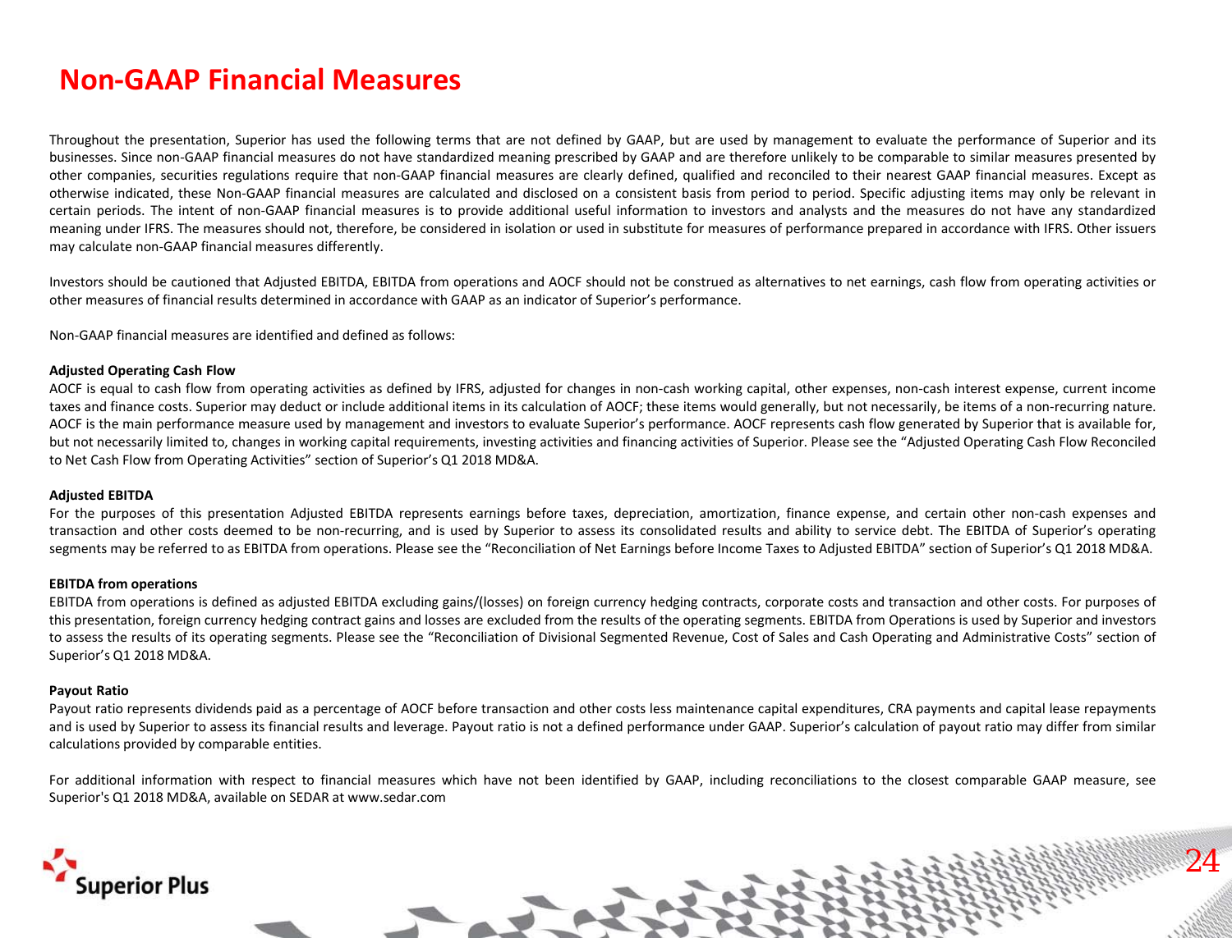# Non-GAAP Financial Measures

Throughout the presentation, Superior has used the following terms that are not defined by GAAP, but are used by management to evaluate the performance of Superior and its businesses. Since non-GAAP financial measures do not have standardized meaning prescribed by GAAP and are therefore unlikely to be comparable to similar measures presented by other companies, securities regulations require that non-GAAP financial measures are clearly defined, qualified and reconciled to their nearest GAAP financial measures. Except as otherwise indicated, these Non-GAAP financial measures are calculated and disclosed on a consistent basis from period to period. Specific adjusting items may only be relevant in certain periods. The intent of non-GAAP financial measures is to provide additional useful information to investors and analysts and the measures do not have any standardized meaning under IFRS. The measures should not, therefore, be considered in isolation or used in substitute for measures of performance prepared in accordance with IFRS. Other issuers may calculate non-GAAP financial measures differently.

Investors should be cautioned that Adjusted EBITDA, EBITDA from operations and AOCF should not be construed as alternatives to net earnings, cash flow from operating activities or other measures of financial results determined in accordance with GAAP as an indicator of Superior's performance.

Non-GAAP financial measures are identified and defined as follows:

**Adjusted Operating Cash Flow**

AOCF is equal to cash flow from operating activities as defined by IFRS, adjusted for changes in non-cash working capital, other expenses, non-cash interest expense, current income taxes and finance costs. Superior may deduct or include additional items in its calculation of AOCF; these items would generally, but not necessarily, be items of a non-recurring nature. AOCF is the main performance measure used by management and investors to evaluate Superior's performance. AOCF represents cash flow generated by Superior that is available for, but not necessarily limited to, changes in working capital requirements, investing activities and financing activities of Superior. Please see the "Adjusted Operating Cash Flow Reconciled to Net Cash Flow from Operating Activities" section of Superior's Q1 2018 MD&A.

**Adjusted EBITDA**

For the purposes of this presentation Adjusted EBITDA represents earnings before taxes, depreciation, amortization, finance expense, and certain other non-cash expenses and transaction and other costs deemed to be non-recurring, and is used by Superior to assess its consolidated results and ability to service debt. The EBITDA of Superior's operating segments may be referred to as EBITDA from operations. Please see the "Reconciliation of Net Earnings before Income Taxes to Adjusted EBITDA" section of Superior's Q1 2018 MD&A.

**EBITDA from operations**

EBITDA from operations is defined as adjusted EBITDA excluding gains/(losses) on foreign currency hedging contracts, corporate costs and transaction and other costs. For purposes of this presentation, foreign currency hedging contract gains and losses are excluded from the results of the operating segments. EBITDA from Operations is used by Superior and investors to assess the results of its operating segments. Please see the "Reconciliation of Divisional Segmented Revenue, Cost of Sales and Cash Operating and Administrative Costs" section of Superior's Q1 2018 MD&A.

**Payout Ratio**

Payout ratio represents dividends paid as a percentage of AOCF before transaction and other costs less maintenance capital expenditures, CRA payments and capital lease repayments and is used by Superior to assess its financial results and leverage. Payout ratio is not a defined performance under GAAP. Superior's calculation of payout ratio may differ from similar calculations provided by comparable entities.

For additional information with respect to financial measures which have not been identified by GAAP, including reconciliations to the closest comparable GAAP measure, see Superior's Q1 2018 MD&A, available on SEDAR at www.sedar.com